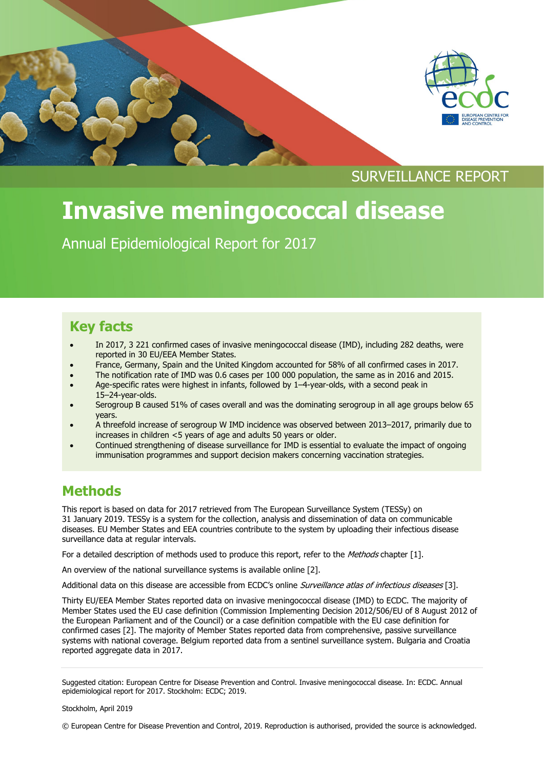SURVEILLANCE REPORT

# Invasive meningococcal disease

Annual Epidemiological Report for 2017

## Key facts

- In 2017, 3 221 confirmed cases of invasive meningococcal disease (IMD), including 282 deaths, were reported in 30 EU/EEA Member States.
- France, Germany, Spain and the United Kingdom accounted for 58% of all confirmed cases in 2017.
- The notification rate of IMD was 0.6 cases per 100 000 population, the same as in 2016 and 2015.
- Age-specific rates were highest in infants, followed by 1–4-year-olds, with a second peak in 15–24-year-olds.
- Serogroup B caused 51% of cases overall and was the dominating serogroup in all age groups below 65 years.
- A threefold increase of serogroup W IMD incidence was observed between 2013–2017, primarily due to increases in children <5 years of age and adults 50 years or older.
- Continued strengthening of disease surveillance for IMD is essential to evaluate the impact of ongoing immunisation programmes and support decision makers concerning vaccination strategies.

## Methods

This report is based on data for 2017 retrieved from The European Surveillance System (TESSy) on 31 January 2019. TESSy is a system for the collection, analysis and dissemination of data on communicable diseases. EU Member States and EEA countries contribute to the system by uploading their infectious disease surveillance data at regular intervals.

For a detailed description of methods used to produce this report, refer to the *Methods* chapter [1].

An overview of the national surveillance systems is available online [2].

Additional data on this disease are accessible from ECDC's online *Surveillance atlas of infectious diseases* [3].

Thirty EU/EEA Member States reported data on invasive meningococcal disease (IMD) to ECDC. The majority of Member States used the EU case definition (Commission Implementing Decision 2012/506/EU of 8 August 2012 of the European Parliament and of the Council) or a case definition compatible with the EU case definition for confirmed cases [2]. The majority of Member States reported data from comprehensive, passive surveillance systems with national coverage. Belgium reported data from a sentinel surveillance system. Bulgaria and Croatia reported aggregate data in 2017.

Suggested citation: European Centre for Disease Prevention and Control. Invasive meningococcal disease. In: ECDC. Annual epidemiological report for 2017. Stockholm: ECDC; 2019.

Stockholm, April 2019

© European Centre for Disease Prevention and Control, 2019. Reproduction is authorised, provided the source is acknowledged.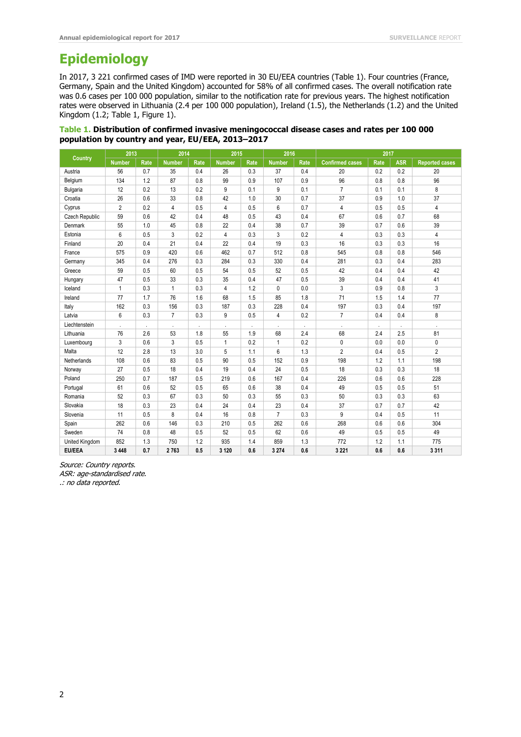# Epidemiology

In 2017, 3 221 confirmed cases of IMD were reported in 30 EU/EEA countries (Table 1). Four countries (France, Germany, Spain and the United Kingdom) accounted for 58% of all confirmed cases. The overall notification rate was 0.6 cases per 100 000 population, similar to the notification rate for previous years. The highest notification rates were observed in Lithuania (2.4 per 100 000 population), Ireland (1.5), the Netherlands (1.2) and the United Kingdom (1.2; Table 1, Figure 1).

**Table 1. Distribution of confirmed invasive meningococcal disease cases and rates per 100 000 population by country and year, EU/EEA, 2013–2017**

| Country | 2013 | | 2014 | | 2015 | | 2016 | | 2017 | | | |
|---|---|---|---|---|---|---|---|---|---|---|---|---|
| | Number | Rate | Number | Rate | Number | Rate | Number | Rate | Confirmed cases | Rate | ASR | Reported cases |
| Austria | 56 | 0.7 | 35 | 0.4 | 26 | 0.3 | 37 | 0.4 | 20 | 0.2 | 0.2 | 20 |
| Belgium | 134 | 1.2 | 87 | 0.8 | 99 | 0.9 | 107 | 0.9 | 96 | 0.8 | 0.8 | 96 |
| Bulgaria | 12 | 0.2 | 13 | 0.2 | 9 | 0.1 | 9 | 0.1 | 7 | 0.1 | 0.1 | 8 |
| Croatia | 26 | 0.6 | 33 | 0.8 | 42 | 1.0 | 30 | 0.7 | 37 | 0.9 | 1.0 | 37 |
| Cyprus | 2 | 0.2 | 4 | 0.5 | 4 | 0.5 | 6 | 0.7 | 4 | 0.5 | 0.5 | 4 |
| Czech Republic | 59 | 0.6 | 42 | 0.4 | 48 | 0.5 | 43 | 0.4 | 67 | 0.6 | 0.7 | 68 |
| Denmark | 55 | 1.0 | 45 | 0.8 | 22 | 0.4 | 38 | 0.7 | 39 | 0.7 | 0.6 | 39 |
| Estonia | 6 | 0.5 | 3 | 0.2 | 4 | 0.3 | 3 | 0.2 | 4 | 0.3 | 0.3 | 4 |
| Finland | 20 | 0.4 | 21 | 0.4 | 22 | 0.4 | 19 | 0.3 | 16 | 0.3 | 0.3 | 16 |
| France | 575 | 0.9 | 420 | 0.6 | 462 | 0.7 | 512 | 0.8 | 545 | 0.8 | 0.8 | 546 |
| Germany | 345 | 0.4 | 276 | 0.3 | 284 | 0.3 | 330 | 0.4 | 281 | 0.3 | 0.4 | 283 |
| Greece | 59 | 0.5 | 60 | 0.5 | 54 | 0.5 | 52 | 0.5 | 42 | 0.4 | 0.4 | 42 |
| Hungary | 47 | 0.5 | 33 | 0.3 | 35 | 0.4 | 47 | 0.5 | 39 | 0.4 | 0.4 | 41 |
| Iceland | 1 | 0.3 | 1 | 0.3 | 4 | 1.2 | 0 | 0.0 | 3 | 0.9 | 0.8 | 3 |
| Ireland | 77 | 1.7 | 76 | 1.6 | 68 | 1.5 | 85 | 1.8 | 71 | 1.5 | 1.4 | 77 |
| Italy | 162 | 0.3 | 156 | 0.3 | 187 | 0.3 | 228 | 0.4 | 197 | 0.3 | 0.4 | 197 |
| Latvia | 6 | 0.3 | 7 | 0.3 | 9 | 0.5 | 4 | 0.2 | 7 | 0.4 | 0.4 | 8 |
| Liechtenstein | . | . | . | . | . | . | . | . | . | . | . | . |
| Lithuania | 76 | 2.6 | 53 | 1.8 | 55 | 1.9 | 68 | 2.4 | 68 | 2.4 | 2.5 | 81 |
| Luxembourg | 3 | 0.6 | 3 | 0.5 | 1 | 0.2 | 1 | 0.2 | 0 | 0.0 | 0.0 | 0 |
| Malta | 12 | 2.8 | 13 | 3.0 | 5 | 1.1 | 6 | 1.3 | 2 | 0.4 | 0.5 | 2 |
| Netherlands | 108 | 0.6 | 83 | 0.5 | 90 | 0.5 | 152 | 0.9 | 198 | 1.2 | 1.1 | 198 |
| Norway | 27 | 0.5 | 18 | 0.4 | 19 | 0.4 | 24 | 0.5 | 18 | 0.3 | 0.3 | 18 |
| Poland | 250 | 0.7 | 187 | 0.5 | 219 | 0.6 | 167 | 0.4 | 226 | 0.6 | 0.6 | 228 |
| Portugal | 61 | 0.6 | 52 | 0.5 | 65 | 0.6 | 38 | 0.4 | 49 | 0.5 | 0.5 | 51 |
| Romania | 52 | 0.3 | 67 | 0.3 | 50 | 0.3 | 55 | 0.3 | 50 | 0.3 | 0.3 | 63 |
| Slovakia | 18 | 0.3 | 23 | 0.4 | 24 | 0.4 | 23 | 0.4 | 37 | 0.7 | 0.7 | 42 |
| Slovenia | 11 | 0.5 | 8 | 0.4 | 16 | 0.8 | 7 | 0.3 | 9 | 0.4 | 0.5 | 11 |
| Spain | 262 | 0.6 | 146 | 0.3 | 210 | 0.5 | 262 | 0.6 | 268 | 0.6 | 0.6 | 304 |
| Sweden | 74 | 0.8 | 48 | 0.5 | 52 | 0.5 | 62 | 0.6 | 49 | 0.5 | 0.5 | 49 |
| United Kingdom | 852 | 1.3 | 750 | 1.2 | 935 | 1.4 | 859 | 1.3 | 772 | 1.2 | 1.1 | 775 |
| **EU/EEA** | **3 448** | **0.7** | **2 763** | **0.5** | **3 120** | **0.6** | **3 274** | **0.6** | **3 221** | **0.6** | **0.6** | **3 311** |

*Source: Country reports.*
*ASR: age-standardised rate.*
*.: no data reported.*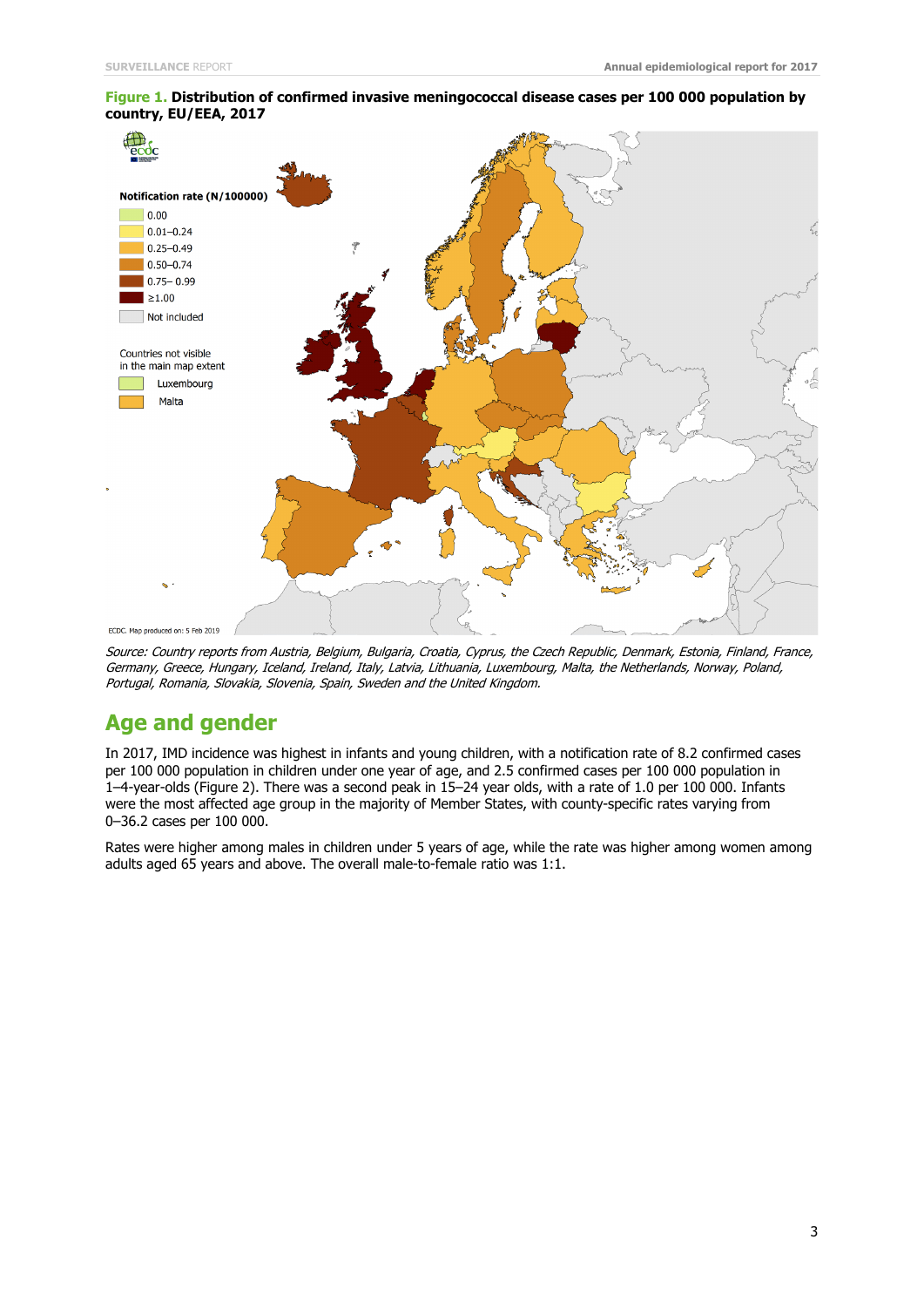**Figure 1. Distribution of confirmed invasive meningococcal disease cases per 100 000 population by country, EU/EEA, 2017**

*Source: Country reports from Austria, Belgium, Bulgaria, Croatia, Cyprus, the Czech Republic, Denmark, Estonia, Finland, France, Germany, Greece, Hungary, Iceland, Ireland, Italy, Latvia, Lithuania, Luxembourg, Malta, the Netherlands, Norway, Poland, Portugal, Romania, Slovakia, Slovenia, Spain, Sweden and the United Kingdom.*

## Age and gender

In 2017, IMD incidence was highest in infants and young children, with a notification rate of 8.2 confirmed cases per 100 000 population in children under one year of age, and 2.5 confirmed cases per 100 000 population in 1–4-year-olds (Figure 2). There was a second peak in 15–24 year olds, with a rate of 1.0 per 100 000. Infants were the most affected age group in the majority of Member States, with county-specific rates varying from 0–36.2 cases per 100 000.

Rates were higher among males in children under 5 years of age, while the rate was higher among women among adults aged 65 years and above. The overall male-to-female ratio was 1:1.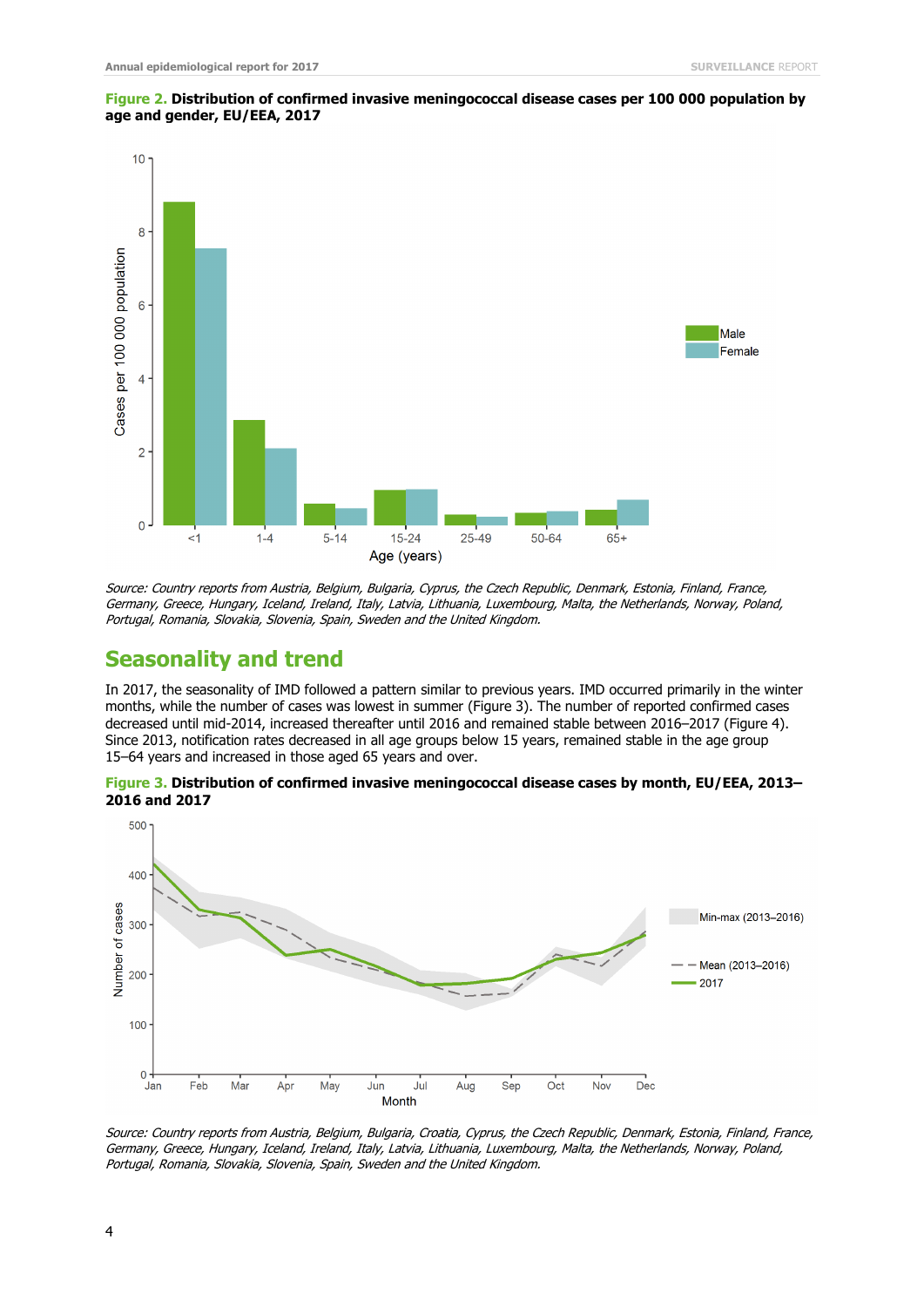**Figure 2. Distribution of confirmed invasive meningococcal disease cases per 100 000 population by age and gender, EU/EEA, 2017**

*Source: Country reports from Austria, Belgium, Bulgaria, Cyprus, the Czech Republic, Denmark, Estonia, Finland, France, Germany, Greece, Hungary, Iceland, Ireland, Italy, Latvia, Lithuania, Luxembourg, Malta, the Netherlands, Norway, Poland, Portugal, Romania, Slovakia, Slovenia, Spain, Sweden and the United Kingdom.*

## Seasonality and trend

In 2017, the seasonality of IMD followed a pattern similar to previous years. IMD occurred primarily in the winter months, while the number of cases was lowest in summer (Figure 3). The number of reported confirmed cases decreased until mid-2014, increased thereafter until 2016 and remained stable between 2016–2017 (Figure 4). Since 2013, notification rates decreased in all age groups below 15 years, remained stable in the age group 15–64 years and increased in those aged 65 years and over.

**Figure 3. Distribution of confirmed invasive meningococcal disease cases by month, EU/EEA, 2013–2016 and 2017**

*Source: Country reports from Austria, Belgium, Bulgaria, Croatia, Cyprus, the Czech Republic, Denmark, Estonia, Finland, France, Germany, Greece, Hungary, Iceland, Ireland, Italy, Latvia, Lithuania, Luxembourg, Malta, the Netherlands, Norway, Poland, Portugal, Romania, Slovakia, Slovenia, Spain, Sweden and the United Kingdom.*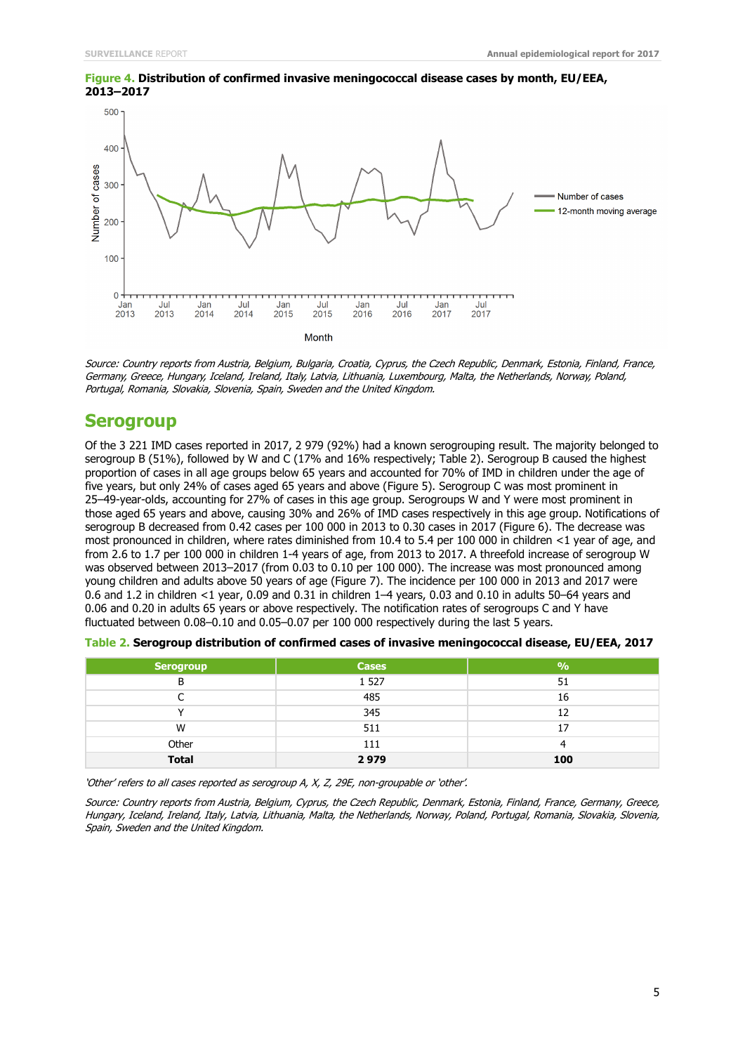**Figure 4.** **Distribution of confirmed invasive meningococcal disease cases by month, EU/EEA, 2013–2017**

*Source: Country reports from Austria, Belgium, Bulgaria, Croatia, Cyprus, the Czech Republic, Denmark, Estonia, Finland, France, Germany, Greece, Hungary, Iceland, Ireland, Italy, Latvia, Lithuania, Luxembourg, Malta, the Netherlands, Norway, Poland, Portugal, Romania, Slovakia, Slovenia, Spain, Sweden and the United Kingdom.*

## Serogroup

Of the 3 221 IMD cases reported in 2017, 2 979 (92%) had a known serogrouping result. The majority belonged to serogroup B (51%), followed by W and C (17% and 16% respectively; Table 2). Serogroup B caused the highest proportion of cases in all age groups below 65 years and accounted for 70% of IMD in children under the age of five years, but only 24% of cases aged 65 years and above (Figure 5). Serogroup C was most prominent in 25–49-year-olds, accounting for 27% of cases in this age group. Serogroups W and Y were most prominent in those aged 65 years and above, causing 30% and 26% of IMD cases respectively in this age group. Notifications of serogroup B decreased from 0.42 cases per 100 000 in 2013 to 0.30 cases in 2017 (Figure 6). The decrease was most pronounced in children, where rates diminished from 10.4 to 5.4 per 100 000 in children <1 year of age, and from 2.6 to 1.7 per 100 000 in children 1-4 years of age, from 2013 to 2017. A threefold increase of serogroup W was observed between 2013–2017 (from 0.03 to 0.10 per 100 000). The increase was most pronounced among young children and adults above 50 years of age (Figure 7). The incidence per 100 000 in 2013 and 2017 were 0.6 and 1.2 in children <1 year, 0.09 and 0.31 in children 1–4 years, 0.03 and 0.10 in adults 50–64 years and 0.06 and 0.20 in adults 65 years or above respectively. The notification rates of serogroups C and Y have fluctuated between 0.08–0.10 and 0.05–0.07 per 100 000 respectively during the last 5 years.

**Table 2.** **Serogroup distribution of confirmed cases of invasive meningococcal disease, EU/EEA, 2017**

| Serogroup | Cases | % |
|---|---|---|
| B | 1 527 | 51 |
| C | 485 | 16 |
| Y | 345 | 12 |
| W | 511 | 17 |
| Other | 111 | 4 |
| **Total** | **2 979** | **100** |

*'Other' refers to all cases reported as serogroup A, X, Z, 29E, non-groupable or 'other'.*

*Source: Country reports from Austria, Belgium, Cyprus, the Czech Republic, Denmark, Estonia, Finland, France, Germany, Greece, Hungary, Iceland, Ireland, Italy, Latvia, Lithuania, Malta, the Netherlands, Norway, Poland, Portugal, Romania, Slovakia, Slovenia, Spain, Sweden and the United Kingdom.*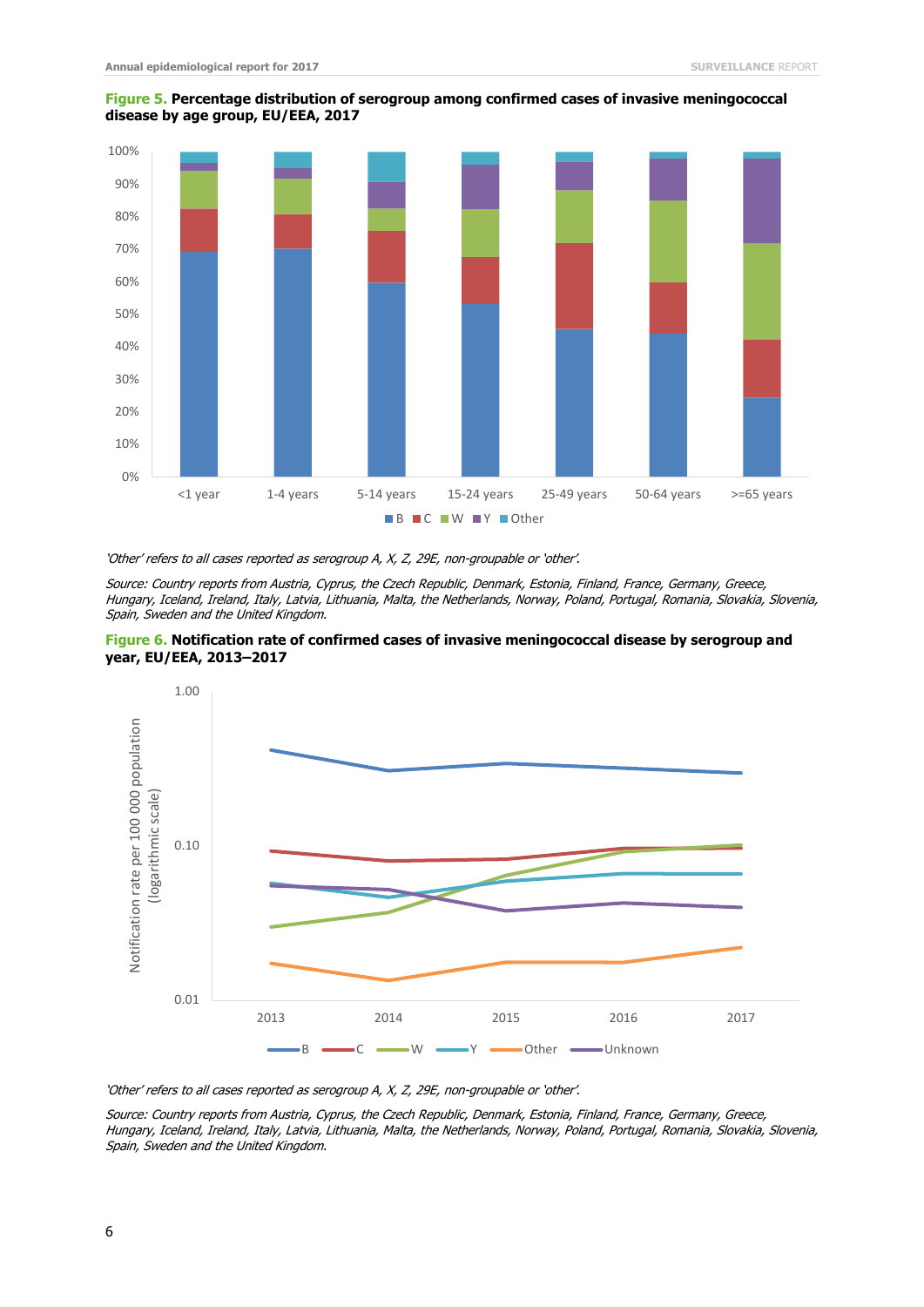**Figure 5. Percentage distribution of serogroup among confirmed cases of invasive meningococcal disease by age group, EU/EEA, 2017**

*'Other' refers to all cases reported as serogroup A, X, Z, 29E, non-groupable or 'other'.*

*Source: Country reports from Austria, Cyprus, the Czech Republic, Denmark, Estonia, Finland, France, Germany, Greece, Hungary, Iceland, Ireland, Italy, Latvia, Lithuania, Malta, the Netherlands, Norway, Poland, Portugal, Romania, Slovakia, Slovenia, Spain, Sweden and the United Kingdom.*

**Figure 6. Notification rate of confirmed cases of invasive meningococcal disease by serogroup and year, EU/EEA, 2013–2017**

*'Other' refers to all cases reported as serogroup A, X, Z, 29E, non-groupable or 'other'.*

*Source: Country reports from Austria, Cyprus, the Czech Republic, Denmark, Estonia, Finland, France, Germany, Greece, Hungary, Iceland, Ireland, Italy, Latvia, Lithuania, Malta, the Netherlands, Norway, Poland, Portugal, Romania, Slovakia, Slovenia, Spain, Sweden and the United Kingdom.*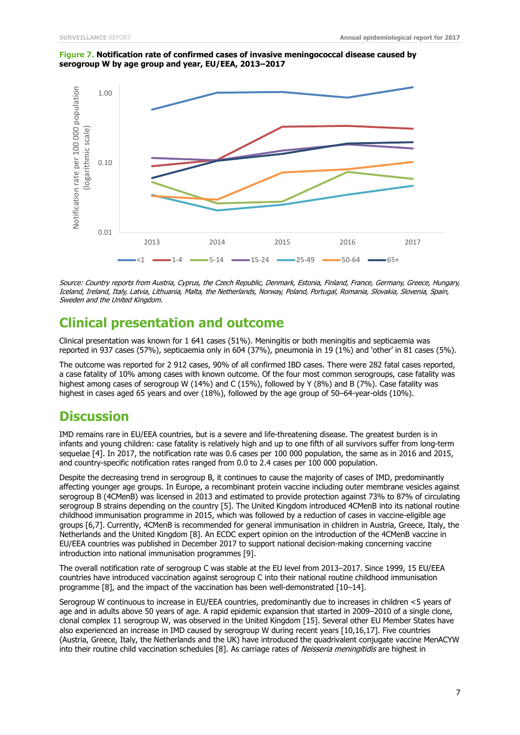**Figure 7. Notification rate of confirmed cases of invasive meningococcal disease caused by serogroup W by age group and year, EU/EEA, 2013–2017**

*Source: Country reports from Austria, Cyprus, the Czech Republic, Denmark, Estonia, Finland, France, Germany, Greece, Hungary, Iceland, Ireland, Italy, Latvia, Lithuania, Malta, the Netherlands, Norway, Poland, Portugal, Romania, Slovakia, Slovenia, Spain, Sweden and the United Kingdom.*

## Clinical presentation and outcome

Clinical presentation was known for 1 641 cases (51%). Meningitis or both meningitis and septicaemia was reported in 937 cases (57%), septicaemia only in 604 (37%), pneumonia in 19 (1%) and 'other' in 81 cases (5%).

The outcome was reported for 2 912 cases, 90% of all confirmed IBD cases. There were 282 fatal cases reported, a case fatality of 10% among cases with known outcome. Of the four most common serogroups, case fatality was highest among cases of serogroup W (14%) and C (15%), followed by Y (8%) and B (7%). Case fatality was highest in cases aged 65 years and over (18%), followed by the age group of 50–64-year-olds (10%).

## Discussion

IMD remains rare in EU/EEA countries, but is a severe and life-threatening disease. The greatest burden is in infants and young children: case fatality is relatively high and up to one fifth of all survivors suffer from long-term sequelae [4]. In 2017, the notification rate was 0.6 cases per 100 000 population, the same as in 2016 and 2015, and country-specific notification rates ranged from 0.0 to 2.4 cases per 100 000 population.

Despite the decreasing trend in serogroup B, it continues to cause the majority of cases of IMD, predominantly affecting younger age groups. In Europe, a recombinant protein vaccine including outer membrane vesicles against serogroup B (4CMenB) was licensed in 2013 and estimated to provide protection against 73% to 87% of circulating serogroup B strains depending on the country [5]. The United Kingdom introduced 4CMenB into its national routine childhood immunisation programme in 2015, which was followed by a reduction of cases in vaccine-eligible age groups [6,7]. Currently, 4CMenB is recommended for general immunisation in children in Austria, Greece, Italy, the Netherlands and the United Kingdom [8]. An ECDC expert opinion on the introduction of the 4CMenB vaccine in EU/EEA countries was published in December 2017 to support national decision-making concerning vaccine introduction into national immunisation programmes [9].

The overall notification rate of serogroup C was stable at the EU level from 2013–2017. Since 1999, 15 EU/EEA countries have introduced vaccination against serogroup C into their national routine childhood immunisation programme [8], and the impact of the vaccination has been well-demonstrated [10–14].

Serogroup W continuous to increase in EU/EEA countries, predominantly due to increases in children <5 years of age and in adults above 50 years of age. A rapid epidemic expansion that started in 2009–2010 of a single clone, clonal complex 11 serogroup W, was observed in the United Kingdom [15]. Several other EU Member States have also experienced an increase in IMD caused by serogroup W during recent years [10,16,17]. Five countries (Austria, Greece, Italy, the Netherlands and the UK) have introduced the quadrivalent conjugate vaccine MenACYW into their routine child vaccination schedules [8]. As carriage rates of *Neisseria meningitidis* are highest in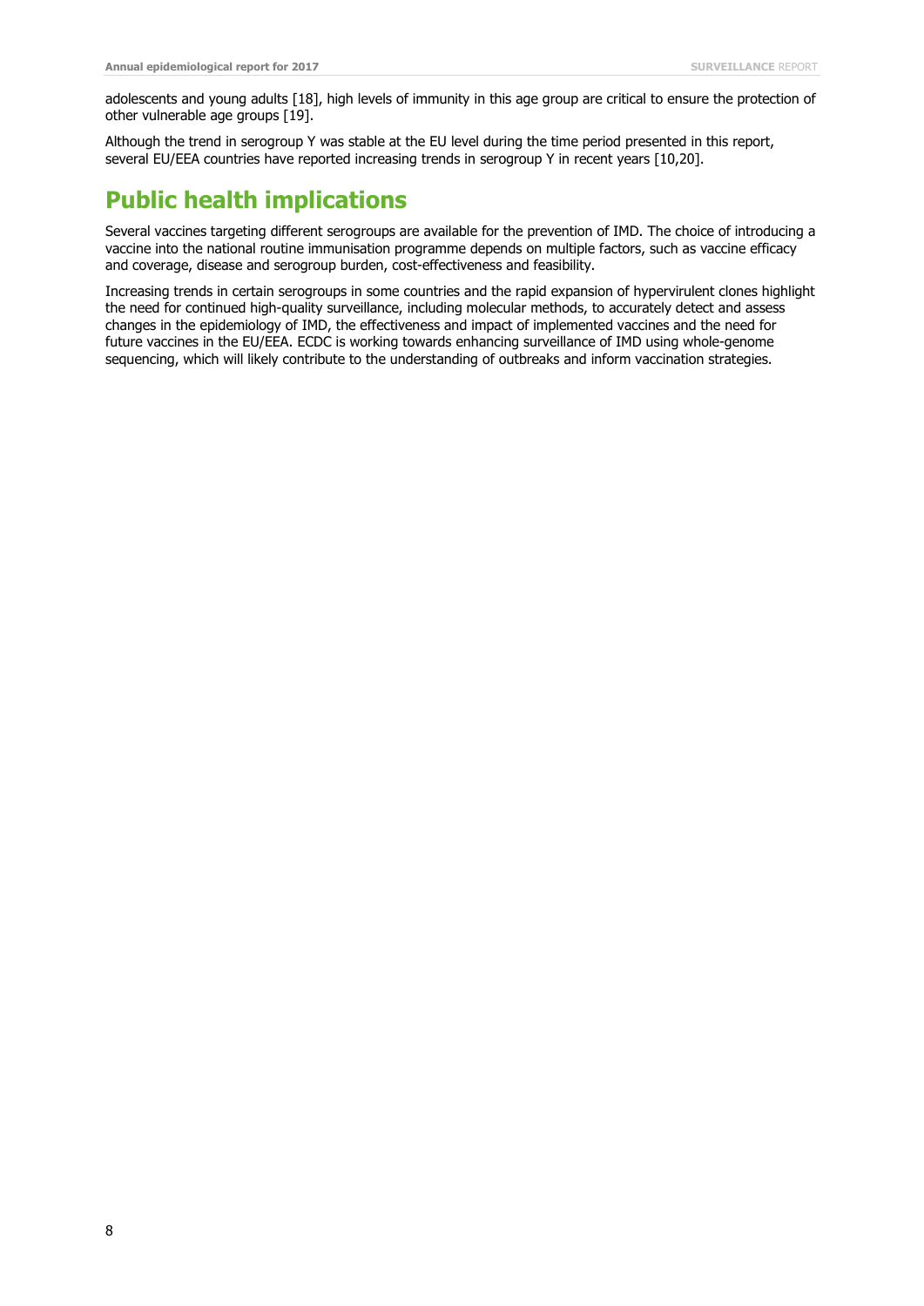adolescents and young adults [18], high levels of immunity in this age group are critical to ensure the protection of other vulnerable age groups [19].

Although the trend in serogroup Y was stable at the EU level during the time period presented in this report, several EU/EEA countries have reported increasing trends in serogroup Y in recent years [10,20].

## Public health implications

Several vaccines targeting different serogroups are available for the prevention of IMD. The choice of introducing a vaccine into the national routine immunisation programme depends on multiple factors, such as vaccine efficacy and coverage, disease and serogroup burden, cost-effectiveness and feasibility.

Increasing trends in certain serogroups in some countries and the rapid expansion of hypervirulent clones highlight the need for continued high-quality surveillance, including molecular methods, to accurately detect and assess changes in the epidemiology of IMD, the effectiveness and impact of implemented vaccines and the need for future vaccines in the EU/EEA. ECDC is working towards enhancing surveillance of IMD using whole-genome sequencing, which will likely contribute to the understanding of outbreaks and inform vaccination strategies.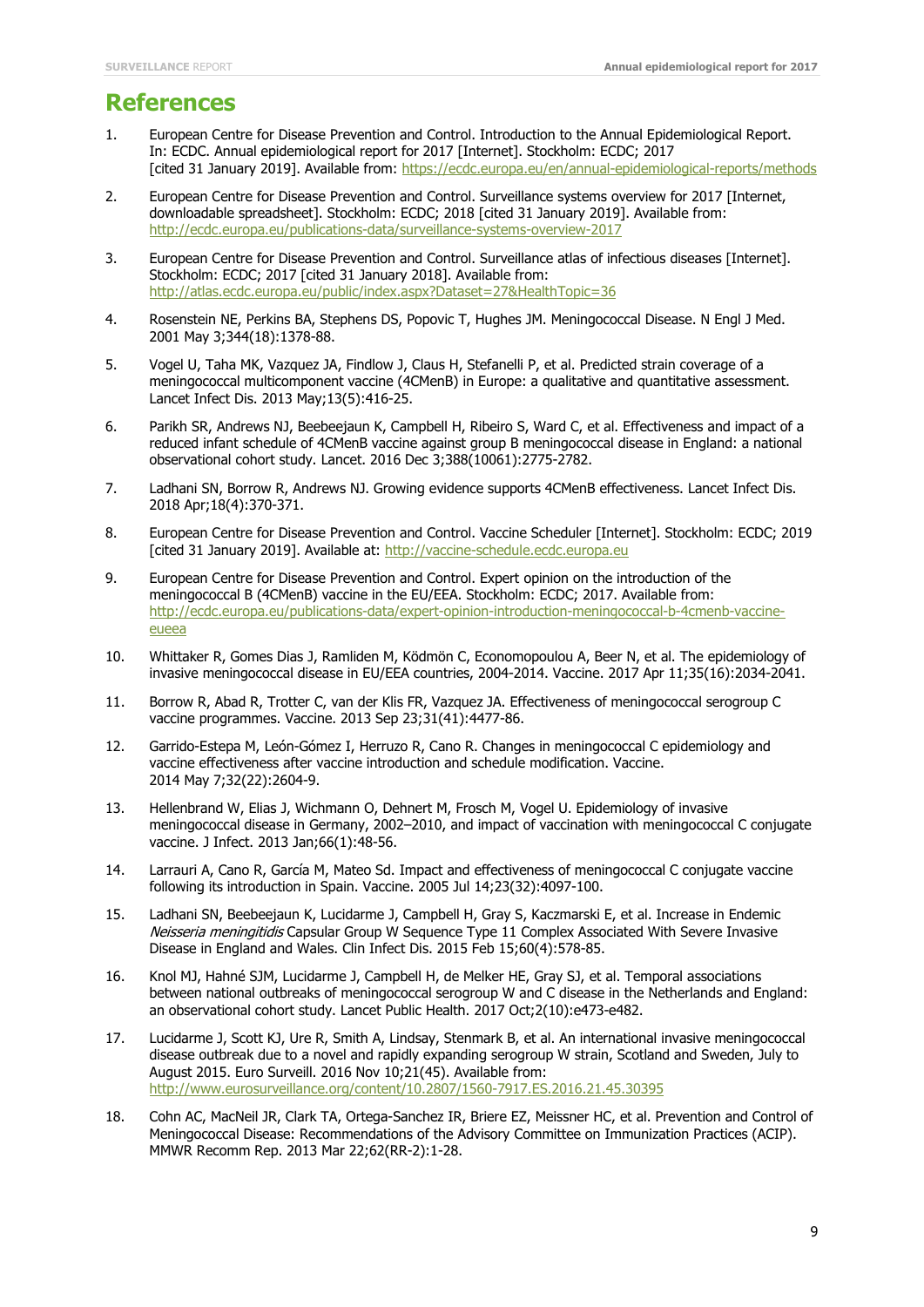# References

1. European Centre for Disease Prevention and Control. Introduction to the Annual Epidemiological Report. In: ECDC. Annual epidemiological report for 2017 [Internet]. Stockholm: ECDC; 2017 [cited 31 January 2019]. Available from: https://ecdc.europa.eu/en/annual-epidemiological-reports/methods

2. European Centre for Disease Prevention and Control. Surveillance systems overview for 2017 [Internet, downloadable spreadsheet]. Stockholm: ECDC; 2018 [cited 31 January 2019]. Available from: http://ecdc.europa.eu/publications-data/surveillance-systems-overview-2017

3. European Centre for Disease Prevention and Control. Surveillance atlas of infectious diseases [Internet]. Stockholm: ECDC; 2017 [cited 31 January 2018]. Available from: http://atlas.ecdc.europa.eu/public/index.aspx?Dataset=27&HealthTopic=36

4. Rosenstein NE, Perkins BA, Stephens DS, Popovic T, Hughes JM. Meningococcal Disease. N Engl J Med. 2001 May 3;344(18):1378-88.

5. Vogel U, Taha MK, Vazquez JA, Findlow J, Claus H, Stefanelli P, et al. Predicted strain coverage of a meningococcal multicomponent vaccine (4CMenB) in Europe: a qualitative and quantitative assessment. Lancet Infect Dis. 2013 May;13(5):416-25.

6. Parikh SR, Andrews NJ, Beebeejaun K, Campbell H, Ribeiro S, Ward C, et al. Effectiveness and impact of a reduced infant schedule of 4CMenB vaccine against group B meningococcal disease in England: a national observational cohort study. Lancet. 2016 Dec 3;388(10061):2775-2782.

7. Ladhani SN, Borrow R, Andrews NJ. Growing evidence supports 4CMenB effectiveness. Lancet Infect Dis. 2018 Apr;18(4):370-371.

8. European Centre for Disease Prevention and Control. Vaccine Scheduler [Internet]. Stockholm: ECDC; 2019 [cited 31 January 2019]. Available at: http://vaccine-schedule.ecdc.europa.eu

9. European Centre for Disease Prevention and Control. Expert opinion on the introduction of the meningococcal B (4CMenB) vaccine in the EU/EEA. Stockholm: ECDC; 2017. Available from: http://ecdc.europa.eu/publications-data/expert-opinion-introduction-meningococcal-b-4cmenb-vaccine-eueea

10. Whittaker R, Gomes Dias J, Ramliden M, Ködmön C, Economopoulou A, Beer N, et al. The epidemiology of invasive meningococcal disease in EU/EEA countries, 2004-2014. Vaccine. 2017 Apr 11;35(16):2034-2041.

11. Borrow R, Abad R, Trotter C, van der Klis FR, Vazquez JA. Effectiveness of meningococcal serogroup C vaccine programmes. Vaccine. 2013 Sep 23;31(41):4477-86.

12. Garrido-Estepa M, León-Gómez I, Herruzo R, Cano R. Changes in meningococcal C epidemiology and vaccine effectiveness after vaccine introduction and schedule modification. Vaccine. 2014 May 7;32(22):2604-9.

13. Hellenbrand W, Elias J, Wichmann O, Dehnert M, Frosch M, Vogel U. Epidemiology of invasive meningococcal disease in Germany, 2002–2010, and impact of vaccination with meningococcal C conjugate vaccine. J Infect. 2013 Jan;66(1):48-56.

14. Larrauri A, Cano R, García M, Mateo Sd. Impact and effectiveness of meningococcal C conjugate vaccine following its introduction in Spain. Vaccine. 2005 Jul 14;23(32):4097-100.

15. Ladhani SN, Beebeejaun K, Lucidarme J, Campbell H, Gray S, Kaczmarski E, et al. Increase in Endemic *Neisseria meningitidis* Capsular Group W Sequence Type 11 Complex Associated With Severe Invasive Disease in England and Wales. Clin Infect Dis. 2015 Feb 15;60(4):578-85.

16. Knol MJ, Hahné SJM, Lucidarme J, Campbell H, de Melker HE, Gray SJ, et al. Temporal associations between national outbreaks of meningococcal serogroup W and C disease in the Netherlands and England: an observational cohort study. Lancet Public Health. 2017 Oct;2(10):e473-e482.

17. Lucidarme J, Scott KJ, Ure R, Smith A, Lindsay, Stenmark B, et al. An international invasive meningococcal disease outbreak due to a novel and rapidly expanding serogroup W strain, Scotland and Sweden, July to August 2015. Euro Surveill. 2016 Nov 10;21(45). Available from: http://www.eurosurveillance.org/content/10.2807/1560-7917.ES.2016.21.45.30395

18. Cohn AC, MacNeil JR, Clark TA, Ortega-Sanchez IR, Briere EZ, Meissner HC, et al. Prevention and Control of Meningococcal Disease: Recommendations of the Advisory Committee on Immunization Practices (ACIP). MMWR Recomm Rep. 2013 Mar 22;62(RR-2):1-28.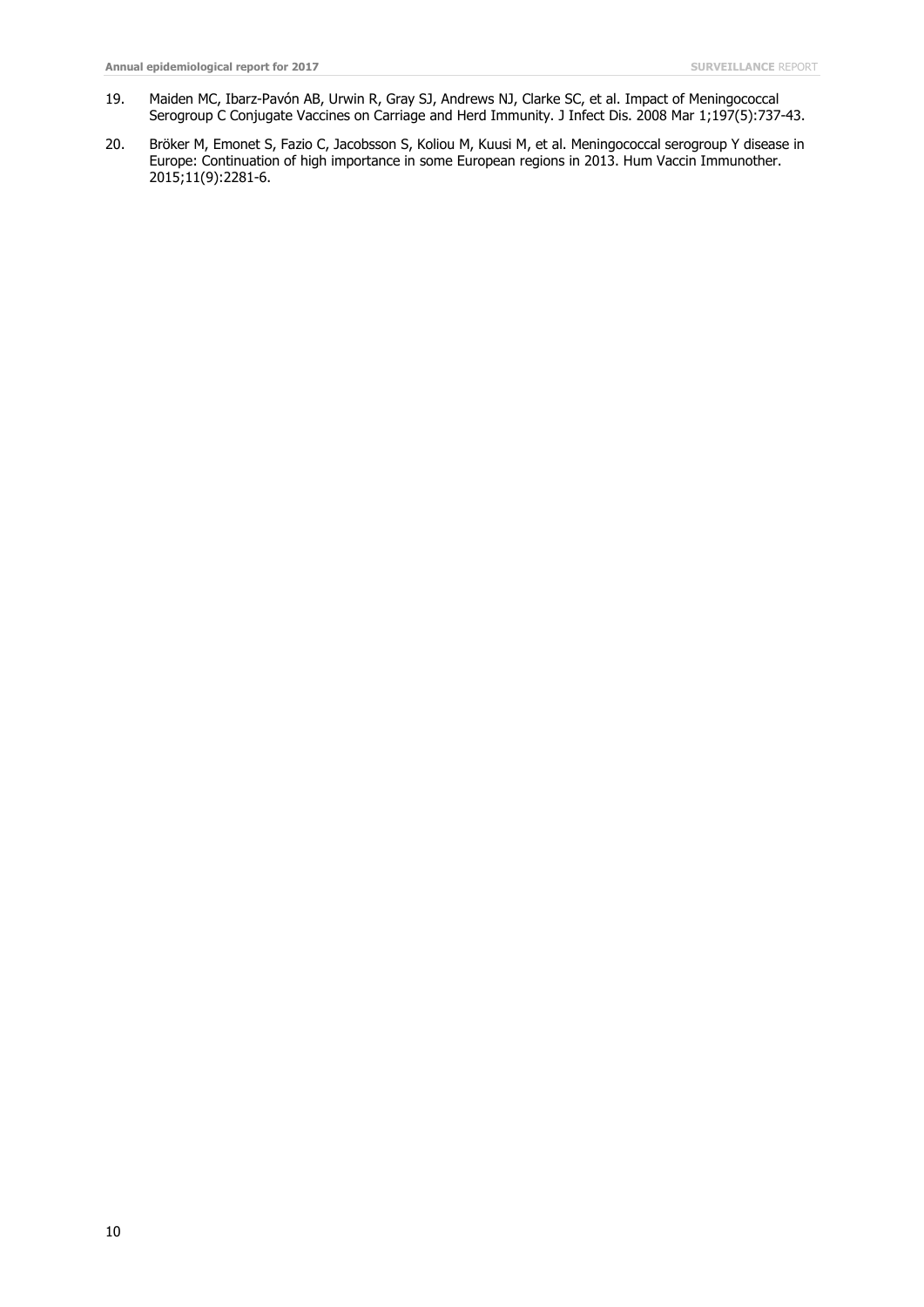19. Maiden MC, Ibarz-Pavón AB, Urwin R, Gray SJ, Andrews NJ, Clarke SC, et al. Impact of Meningococcal Serogroup C Conjugate Vaccines on Carriage and Herd Immunity. J Infect Dis. 2008 Mar 1;197(5):737-43.

20. Bröker M, Emonet S, Fazio C, Jacobsson S, Koliou M, Kuusi M, et al. Meningococcal serogroup Y disease in Europe: Continuation of high importance in some European regions in 2013. Hum Vaccin Immunother. 2015;11(9):2281-6.